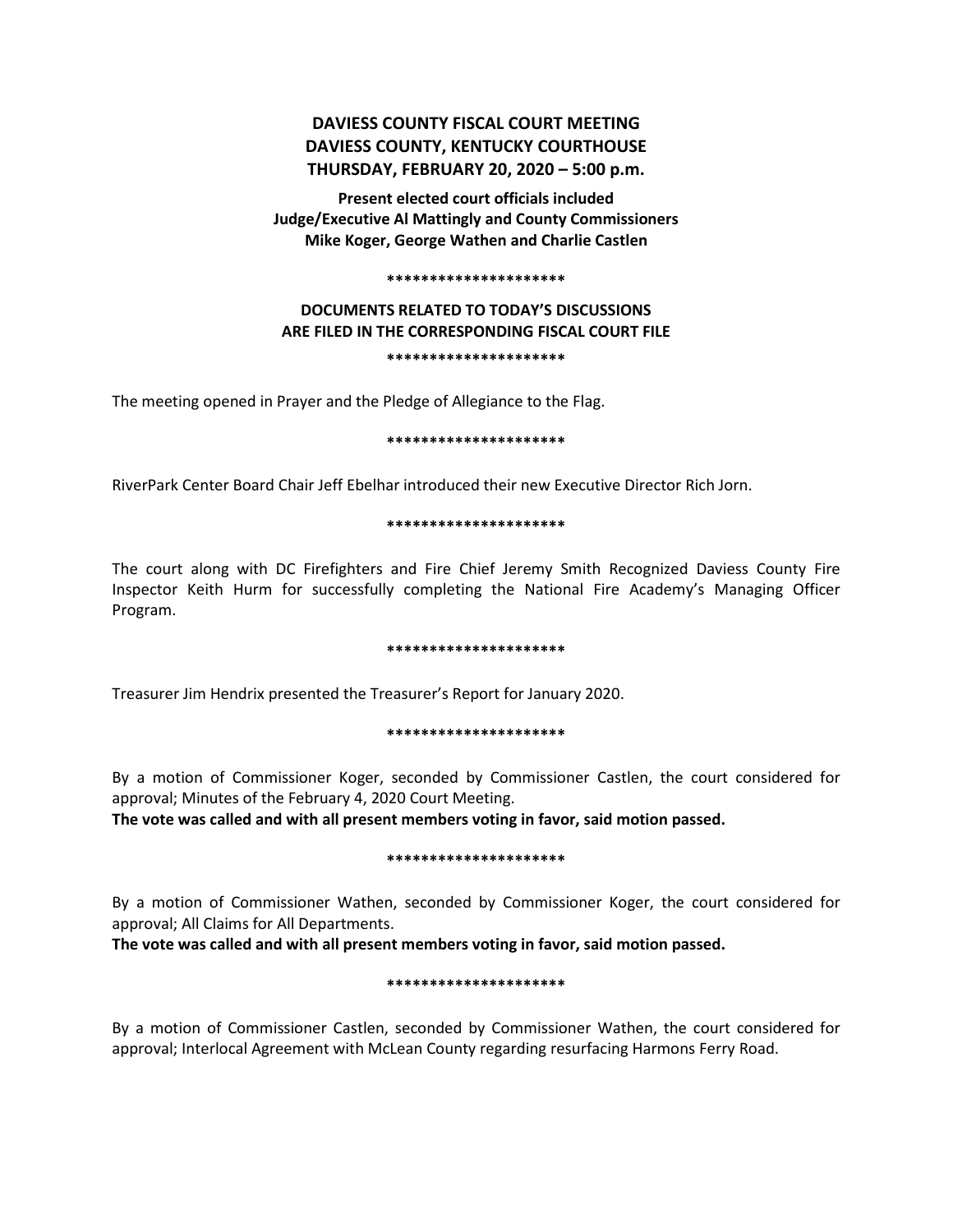# DAVIESS COUNTY FISCAL COURT MEETING
# DAVIESS COUNTY, KENTUCKY COURTHOUSE
# THURSDAY, FEBRUARY 20, 2020 – 5:00 p.m.

**Present elected court officials included**
**Judge/Executive Al Mattingly and County Commissioners**
**Mike Koger, George Wathen and Charlie Castlen**

**\*\*\*\*\*\*\*\*\*\*\*\*\*\*\*\*\*\*\*\*\***

**DOCUMENTS RELATED TO TODAY'S DISCUSSIONS**
**ARE FILED IN THE CORRESPONDING FISCAL COURT FILE**

**\*\*\*\*\*\*\*\*\*\*\*\*\*\*\*\*\*\*\*\*\***

The meeting opened in Prayer and the Pledge of Allegiance to the Flag.

**\*\*\*\*\*\*\*\*\*\*\*\*\*\*\*\*\*\*\*\*\***

RiverPark Center Board Chair Jeff Ebelhar introduced their new Executive Director Rich Jorn.

**\*\*\*\*\*\*\*\*\*\*\*\*\*\*\*\*\*\*\*\*\***

The court along with DC Firefighters and Fire Chief Jeremy Smith Recognized Daviess County Fire Inspector Keith Hurm for successfully completing the National Fire Academy's Managing Officer Program.

**\*\*\*\*\*\*\*\*\*\*\*\*\*\*\*\*\*\*\*\*\***

Treasurer Jim Hendrix presented the Treasurer's Report for January 2020.

**\*\*\*\*\*\*\*\*\*\*\*\*\*\*\*\*\*\*\*\*\***

By a motion of Commissioner Koger, seconded by Commissioner Castlen, the court considered for approval; Minutes of the February 4, 2020 Court Meeting.
**The vote was called and with all present members voting in favor, said motion passed.**

**\*\*\*\*\*\*\*\*\*\*\*\*\*\*\*\*\*\*\*\*\***

By a motion of Commissioner Wathen, seconded by Commissioner Koger, the court considered for approval; All Claims for All Departments.
**The vote was called and with all present members voting in favor, said motion passed.**

**\*\*\*\*\*\*\*\*\*\*\*\*\*\*\*\*\*\*\*\*\***

By a motion of Commissioner Castlen, seconded by Commissioner Wathen, the court considered for approval; Interlocal Agreement with McLean County regarding resurfacing Harmons Ferry Road.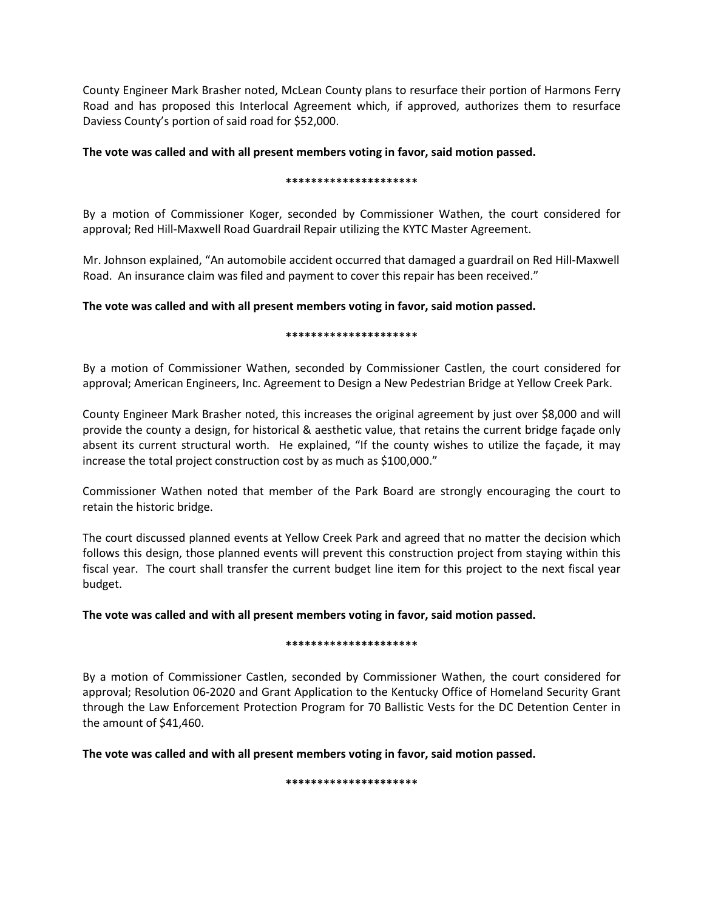County Engineer Mark Brasher noted, McLean County plans to resurface their portion of Harmons Ferry Road and has proposed this Interlocal Agreement which, if approved, authorizes them to resurface Daviess County's portion of said road for $52,000.

**The vote was called and with all present members voting in favor, said motion passed.**

*********************

By a motion of Commissioner Koger, seconded by Commissioner Wathen, the court considered for approval; Red Hill-Maxwell Road Guardrail Repair utilizing the KYTC Master Agreement.

Mr. Johnson explained, "An automobile accident occurred that damaged a guardrail on Red Hill-Maxwell Road. An insurance claim was filed and payment to cover this repair has been received."

**The vote was called and with all present members voting in favor, said motion passed.**

*********************

By a motion of Commissioner Wathen, seconded by Commissioner Castlen, the court considered for approval; American Engineers, Inc. Agreement to Design a New Pedestrian Bridge at Yellow Creek Park.

County Engineer Mark Brasher noted, this increases the original agreement by just over $8,000 and will provide the county a design, for historical & aesthetic value, that retains the current bridge façade only absent its current structural worth. He explained, "If the county wishes to utilize the façade, it may increase the total project construction cost by as much as $100,000."

Commissioner Wathen noted that member of the Park Board are strongly encouraging the court to retain the historic bridge.

The court discussed planned events at Yellow Creek Park and agreed that no matter the decision which follows this design, those planned events will prevent this construction project from staying within this fiscal year. The court shall transfer the current budget line item for this project to the next fiscal year budget.

**The vote was called and with all present members voting in favor, said motion passed.**

*********************

By a motion of Commissioner Castlen, seconded by Commissioner Wathen, the court considered for approval; Resolution 06-2020 and Grant Application to the Kentucky Office of Homeland Security Grant through the Law Enforcement Protection Program for 70 Ballistic Vests for the DC Detention Center in the amount of $41,460.

**The vote was called and with all present members voting in favor, said motion passed.**

*********************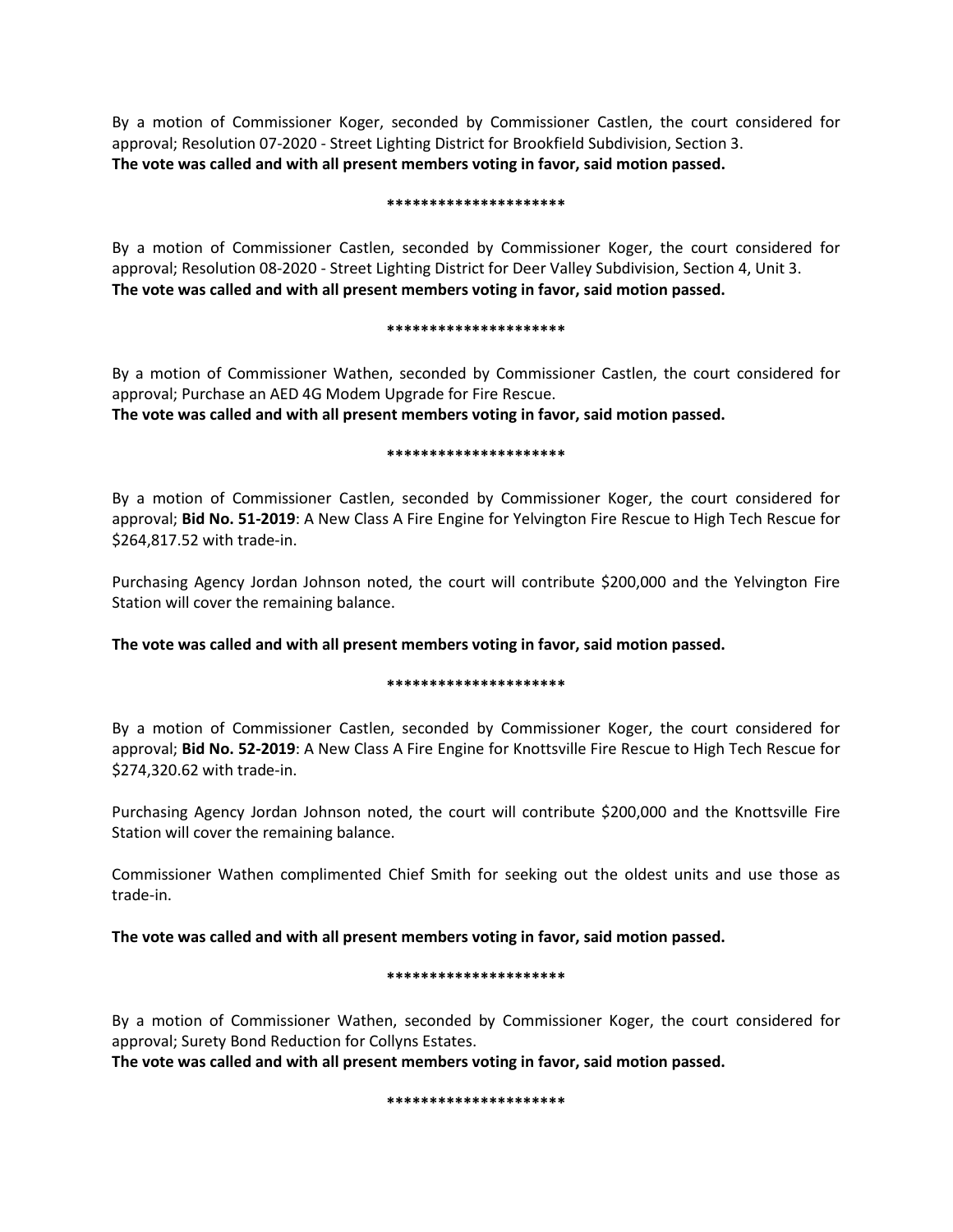By a motion of Commissioner Koger, seconded by Commissioner Castlen, the court considered for approval; Resolution 07-2020 - Street Lighting District for Brookfield Subdivision, Section 3.
**The vote was called and with all present members voting in favor, said motion passed.**

**********************

By a motion of Commissioner Castlen, seconded by Commissioner Koger, the court considered for approval; Resolution 08-2020 - Street Lighting District for Deer Valley Subdivision, Section 4, Unit 3.
**The vote was called and with all present members voting in favor, said motion passed.**

**********************

By a motion of Commissioner Wathen, seconded by Commissioner Castlen, the court considered for approval; Purchase an AED 4G Modem Upgrade for Fire Rescue.
**The vote was called and with all present members voting in favor, said motion passed.**

**********************

By a motion of Commissioner Castlen, seconded by Commissioner Koger, the court considered for approval; **Bid No. 51-2019**: A New Class A Fire Engine for Yelvington Fire Rescue to High Tech Rescue for $264,817.52 with trade-in.

Purchasing Agency Jordan Johnson noted, the court will contribute $200,000 and the Yelvington Fire Station will cover the remaining balance.

**The vote was called and with all present members voting in favor, said motion passed.**

**********************

By a motion of Commissioner Castlen, seconded by Commissioner Koger, the court considered for approval; **Bid No. 52-2019**: A New Class A Fire Engine for Knottsville Fire Rescue to High Tech Rescue for $274,320.62 with trade-in.

Purchasing Agency Jordan Johnson noted, the court will contribute $200,000 and the Knottsville Fire Station will cover the remaining balance.

Commissioner Wathen complimented Chief Smith for seeking out the oldest units and use those as trade-in.

**The vote was called and with all present members voting in favor, said motion passed.**

**********************

By a motion of Commissioner Wathen, seconded by Commissioner Koger, the court considered for approval; Surety Bond Reduction for Collyns Estates.
**The vote was called and with all present members voting in favor, said motion passed.**

**********************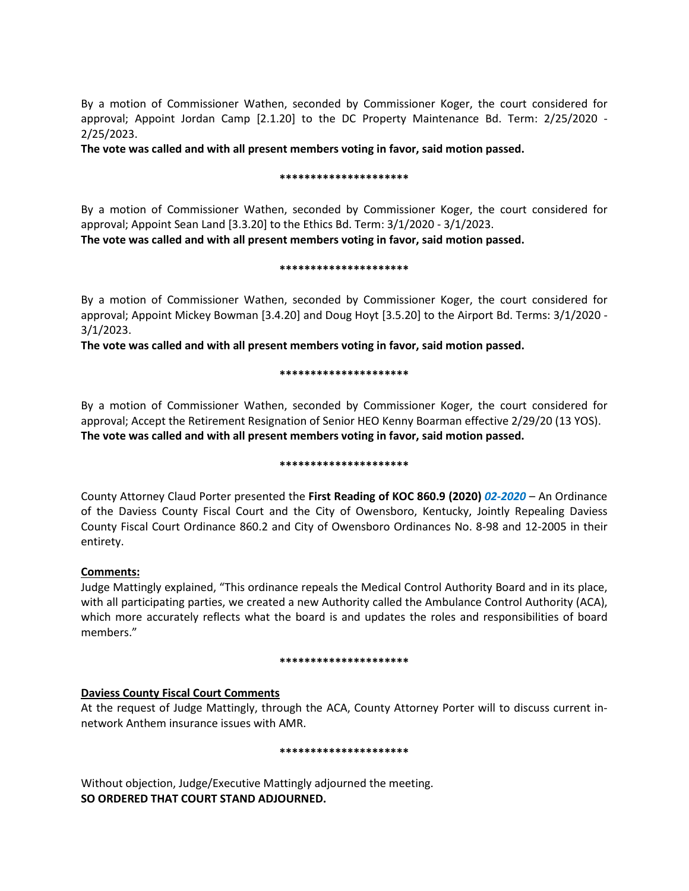By a motion of Commissioner Wathen, seconded by Commissioner Koger, the court considered for approval; Appoint Jordan Camp [2.1.20] to the DC Property Maintenance Bd. Term: 2/25/2020 - 2/25/2023.

**The vote was called and with all present members voting in favor, said motion passed.**

*********************

By a motion of Commissioner Wathen, seconded by Commissioner Koger, the court considered for approval; Appoint Sean Land [3.3.20] to the Ethics Bd. Term: 3/1/2020 - 3/1/2023.

**The vote was called and with all present members voting in favor, said motion passed.**

*********************

By a motion of Commissioner Wathen, seconded by Commissioner Koger, the court considered for approval; Appoint Mickey Bowman [3.4.20] and Doug Hoyt [3.5.20] to the Airport Bd. Terms: 3/1/2020 - 3/1/2023.

**The vote was called and with all present members voting in favor, said motion passed.**

*********************

By a motion of Commissioner Wathen, seconded by Commissioner Koger, the court considered for approval; Accept the Retirement Resignation of Senior HEO Kenny Boarman effective 2/29/20 (13 YOS).

**The vote was called and with all present members voting in favor, said motion passed.**

*********************

County Attorney Claud Porter presented the **First Reading of KOC 860.9 (2020)** ***02-2020*** – An Ordinance of the Daviess County Fiscal Court and the City of Owensboro, Kentucky, Jointly Repealing Daviess County Fiscal Court Ordinance 860.2 and City of Owensboro Ordinances No. 8-98 and 12-2005 in their entirety.

**Comments:**

Judge Mattingly explained, "This ordinance repeals the Medical Control Authority Board and in its place, with all participating parties, we created a new Authority called the Ambulance Control Authority (ACA), which more accurately reflects what the board is and updates the roles and responsibilities of board members."

*********************

**Daviess County Fiscal Court Comments**

At the request of Judge Mattingly, through the ACA, County Attorney Porter will to discuss current in-network Anthem insurance issues with AMR.

*********************

Without objection, Judge/Executive Mattingly adjourned the meeting.

**SO ORDERED THAT COURT STAND ADJOURNED.**